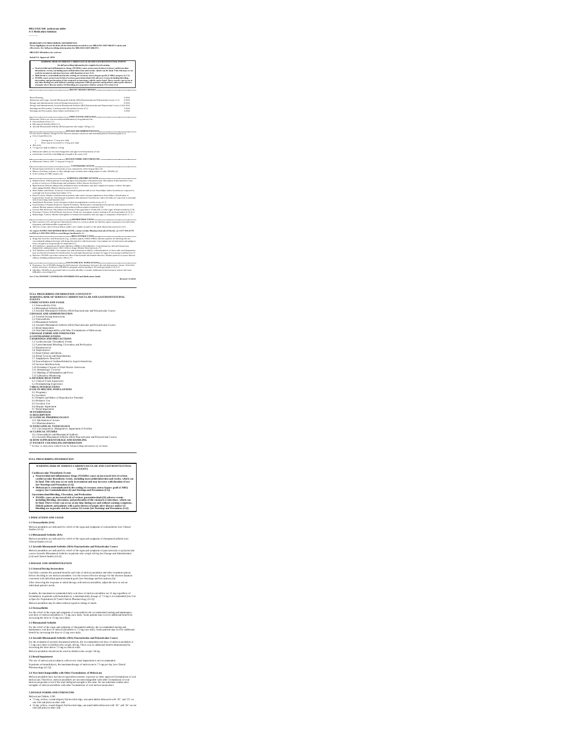**MELOXICAM- meloxicam tablet**
**A-S Medication Solutions**

----------

**HIGHLIGHTS OF PRESCRIBING INFORMATION**
**These highlights do not include all the information needed to use MELOXICAM TABLETS safely and effectively. See full prescribing information for MELOXICAM TABLETS.**

**MELOXICAM tablets, for oral use**

**Initial U.S. Approval: 2000**

**WARNING: RISK OF SERIOUS CARDIOVASCULAR AND GASTROINTESTINAL EVENTS**

*See full prescribing information for complete boxed warning.*

- **Nonsteroidal anti-inflammatory drugs (NSAIDs) cause an increased risk of serious cardiovascular thrombotic events, including myocardial infarction and stroke, which can be fatal. This risk may occur early in treatment and may increase with duration of use (5.1)**
- **Meloxicam is contraindicated in the setting of coronary artery bypass graft (CABG) surgery (4, 5.1)**
- **NSAIDs cause an increased risk of serious gastrointestinal (GI) adverse events including bleeding, ulceration, and perforation of the stomach or intestines, which can be fatal. These events can occur at any time during use and without warning symptoms. Elderly patients and patients with a prior history of peptic ulcer disease and/or GI bleeding are at greater risk for serious GI events (5.2)**

**RECENT MAJOR CHANGES**

| | |
|---|---|
| Boxed Warning | 5/2016 |
| Indications and Usage, Juvenile Rheumatoid Arthritis (JRA) Pauciarticular and Polyarticular Course (1.3) | 6/2016 |
| Dosage and Administration, General Dosing Instructions (2.1) | 6/2016 |
| Dosage and Administration, Juvenile Rheumatoid Arthritis (JRA) Pauciarticular and Polyarticular Course (2.4) | 6/2016 |
| Warnings and Precautions, Cardiovascular Thrombotic Events (5.1) | 5/2016 |
| Warnings and Precautions, Heart Failure and Edema (5.5) | 5/2016 |

**INDICATIONS AND USAGE**

Meloxicam Tablets are non-steroidal anti-inflammatory drug indicated for:
- Osteoarthritis (OA) (1.1)
- Rheumatoid Arthritis (RA) (1.2)
- Juvenile Rheumatoid Arthritis (JRA) in patients who weigh ≥ 60 kg (1.3)

**DOSAGE AND ADMINISTRATION**

Use the lowest effective dosage for the shortest duration consistent with individual patient treatment goals (2.1)
- OA (2.2) and RA (2.3):
  - Starting dose: 7.5 mg once daily
  - Dose may be increased to 15 mg once daily
- JRA (2.4):
- 7.5 mg once daily in children ≥ 60 kg
- Meloxicam tablets are not interchangeable with approved formulations of oral meloxicam even if the total milligram strength is the same (2.6)

**DOSAGE FORMS AND STRENGTHS**

- Meloxicam Tablets, USP: 7.5 mg and 15 mg (3)

**CONTRAINDICATIONS**

- Known hypersensitivity to meloxicam or any components of the drug product (4)
- History of asthma, urticaria, or other allergic-type reactions after taking aspirin or other NSAIDs (4)
- In the setting of CABG surgery (4)

**WARNINGS AND PRECAUTIONS**

- Hepatotoxicity: Inform patients of warning signs and symptoms of hepatotoxicity. Discontinue if abnormal liver tests persist or worsen or if clinical signs and symptoms of liver disease develop (5.3)
- Hypertension: Patients taking some antihypertensive medications may have impaired response to these therapies when taking NSAIDs. Monitor blood pressure (5.4, 7)
- Heart Failure and Edema: Avoid use of meloxicam in patients with severe heart failure unless benefits are expected to outweigh risk of worsening heart failure (5.5)
- Renal Toxicity: Monitor renal function in patients with renal or hepatic impairment, heart failure, dehydration, or hypovolemia. Avoid use of meloxicam in patients with advanced renal disease unless benefits are expected to outweigh risk of worsening renal function (5.6)
- Anaphylactic Reactions: Seek emergency help if an anaphylactic reaction occurs (5.7)
- Exacerbation of Asthma Related to Aspirin Sensitivity: Meloxicam is contraindicated in patients with aspirin-sensitive asthma. Monitor patients with preexisting asthma (without aspirin sensitivity) (5.8)
- Serious Skin Reactions: Discontinue meloxicam at first appearance of skin rash or other signs of hypersensitivity (5.9)
- Premature Closure of Fetal Ductus Arteriosus: Avoid use in pregnant women starting at 30 weeks gestation (5.10, 8.1)
- Hematologic Toxicity: Monitor hemoglobin or hematocrit in patients with any signs or symptoms of anemia (5.11, 7)

**ADVERSE REACTIONS**

- Most common (≥5% and greater than placebo) adverse events in adults are diarrhea, upper respiratory tract infections, dyspepsia, and influenza-like symptoms (6.1)
- Adverse events observed in pediatric studies were similar in nature to the adult clinical trial experience (6.1)

**To report SUSPECTED ADVERSE REACTIONS, contact Zydus Pharmaceuticals (USA) Inc. at 1-877-993-8779 or FDA at 1-800-FDA-1088 or www.fda.gov/medwatch.**

**DRUG INTERACTIONS**

- Drugs that Interfere with Hemostasis (e.g., warfarin, aspirin, SSRIs/SNRIs): Monitor patients for bleeding who are concomitantly taking meloxicam with drugs that interfere with hemostasis. Concomitant use of meloxicam and analgesic doses of aspirin is not generally recommended (7)
- ACE Inhibitors, Angiotensin Receptor Blockers (ARB) or Beta-Blockers: Concomitant use with meloxicam may diminish the antihypertensive effect of these drugs. Monitor blood pressure (7)
- ACE Inhibitors and ARBs: Concomitant use with meloxicam in elderly, volume depleted, or those with renal impairment may result in deterioration of renal function. In such high risk patients, monitor for signs of worsening renal function (7)
- Diuretics: NSAIDs can reduce natriuretic effect of furosemide and thiazide diuretics. Monitor patients to assure diuretic efficacy including antihypertensive effects (7)

**USE IN SPECIFIC POPULATIONS**

- Pregnancy: Use of NSAIDs during the third trimester of pregnancy increases the risk of premature closure of the fetal ductus arteriosus. Avoid use of NSAIDs in pregnant women starting at 30 weeks gestation (5.10, 8.1)
- Infertility: NSAIDs are associated with reversible infertility. Consider withdrawal of meloxicam in women who have difficulties conceiving (8.3)

**See 17 for PATIENT COUNSELING INFORMATION and Medication Guide.**

**Revised: 11/2018**

---

**FULL PRESCRIBING INFORMATION: CONTENTS***

**WARNING: RISK OF SERIOUS CARDIOVASCULAR AND GASTROINTESTINAL EVENTS**

**1 INDICATIONS AND USAGE**
- 1.1 Osteoarthritis (OA)
- 1.2 Rheumatoid Arthritis (RA)
- 1.3 Juvenile Rheumatoid Arthritis (JRA) Pauciarticular and Polyarticular Course

**2 DOSAGE AND ADMINISTRATION**
- 2.1 General Dosing Instructions
- 2.2 Osteoarthritis
- 2.3 Rheumatoid Arthritis
- 2.4 Juvenile Rheumatoid Arthritis (JRA) Pauciarticular and Polyarticular Course
- 2.5 Renal Impairment
- 2.6 Non-Interchangeability with Other Formulations of Meloxicam

**3 DOSAGE FORMS AND STRENGTHS**

**4 CONTRAINDICATIONS**

**5 WARNINGS AND PRECAUTIONS**
- 5.1 Cardiovascular Thrombotic Events
- 5.2 Gastrointestinal Bleeding, Ulceration, and Perforation
- 5.3 Hepatotoxicity
- 5.4 Hypertension
- 5.5 Heart Failure and Edema
- 5.6 Renal Toxicity and Hyperkalemia
- 5.7 Anaphylactic Reactions
- 5.8 Exacerbation of Asthma Related to Aspirin Sensitivity
- 5.9 Serious Skin Reactions
- 5.10 Premature Closure of Fetal Ductus Arteriosus
- 5.11 Hematologic Toxicity
- 5.12 Masking of Inflammation and Fever
- 5.13 Laboratory Monitoring

**6 ADVERSE REACTIONS**
- 6.1 Clinical Trials Experience
- 6.2 Postmarketing Experience

**7 DRUG INTERACTIONS**

**8 USE IN SPECIFIC POPULATIONS**
- 8.1 Pregnancy
- 8.2 Lactation
- 8.3 Females and Males of Reproductive Potential
- 8.4 Pediatric Use
- 8.5 Geriatric Use
- 8.6 Hepatic Impairment
- 8.7 Renal Impairment

**10 OVERDOSAGE**

**11 DESCRIPTION**

**12 CLINICAL PHARMACOLOGY**
- 12.1 Mechanism of Action
- 12.3 Pharmacokinetics

**13 NONCLINICAL TOXICOLOGY**
- 13.1 Carcinogenesis, Mutagenesis, Impairment of Fertility

**14 CLINICAL STUDIES**
- 14.1 Osteoarthritis and Rheumatoid Arthritis
- 14.2 Juvenile Rheumatoid Arthritis (JRA) Pauciarticular and Polyarticular Course

**16 HOW SUPPLIED/STORAGE AND HANDLING**

**17 PATIENT COUNSELING INFORMATION**

\* Sections or subsections omitted from the full prescribing information are not listed.

---

## FULL PRESCRIBING INFORMATION

**WARNING: RISK OF SERIOUS CARDIOVASCULAR AND GASTROINTESTINAL EVENTS**

**Cardiovascular Thrombotic Events**
- **Nonsteroidal anti-inflammatory drugs (NSAIDs) cause an increased risk of serious cardiovascular thrombotic events, including myocardial infarction and stroke, which can be fatal. This risk may occur early in treatment and may increase with duration of use *[see Warnings and Precautions (5.1)]*.**
- **Meloxicam is contraindicated in the setting of coronary artery bypass graft (CABG) surgery *[see Contraindications (4) and Warnings and Precautions (5.1)]*.**

**Gastrointestinal Bleeding, Ulceration, and Perforation**
- **NSAIDs cause an increased risk of serious gastrointestinal (GI) adverse events including bleeding, ulceration, and perforation of the stomach or intestines, which can be fatal. These events can occur at any time during use and without warning symptoms. Elderly patients and patients with a prior history of peptic ulcer disease and/or GI bleeding are at greater risk for serious GI events *[see Warnings and Precautions (5.2)]*.**

### 1 INDICATIONS AND USAGE

#### 1.1 Osteoarthritis (OA)

Meloxicam tablets are indicated for relief of the signs and symptoms of osteoarthritis *[see Clinical Studies (14.1)]*.

#### 1.2 Rheumatoid Arthritis (RA)

Meloxicam tablets are indicated for relief of the signs and symptoms of rheumatoid arthritis *[see Clinical Studies (14.1)]*.

#### 1.3 Juvenile Rheumatoid Arthritis (JRA) Pauciarticular and Polyarticular Course

Meloxicam tablets are indicated for relief of the signs and symptoms of pauciarticular or polyarticular course Juvenile Rheumatoid Arthritis in patients who weigh ≥60 kg *[see Dosage and Administration (2.4) and Clinical Studies (14.2)]*.

### 2 DOSAGE AND ADMINISTRATION

#### 2.1 General Dosing Instructions

Carefully consider the potential benefits and risks of meloxicam tablets and other treatment options before deciding to use meloxicam tablets. Use the lowest effective dosage for the shortest duration consistent with individual patient treatment goals *[see Warnings and Precautions (5)]*.

After observing the response to initial therapy with meloxicam tablets, adjust the dose to suit an individual patient's needs.

In adults, the maximum recommended daily oral dose of meloxicam tablets is 15 mg regardless of formulation. In patients with hemodialysis, a maximum daily dosage of 7.5 mg is recommended *[see Use in Specific Populations (8.7) and Clinical Pharmacology (12.3)]*.

Meloxicam tablets may be taken without regard to timing of meals.

#### 2.2 Osteoarthritis

For the relief of the signs and symptoms of osteoarthritis the recommended starting and maintenance oral dose of meloxicam tablets is 7.5 mg once daily. Some patients may receive additional benefit by increasing the dose to 15 mg once daily.

#### 2.3 Rheumatoid Arthritis

For the relief of the signs and symptoms of rheumatoid arthritis, the recommended starting and maintenance oral dose of meloxicam tablets is 7.5 mg once daily. Some patients may receive additional benefit by increasing the dose to 15 mg once daily.

#### 2.4 Juvenile Rheumatoid Arthritis (JRA) Pauciarticular and Polyarticular Course

For the treatment of juvenile rheumatoid arthritis, the recommended oral dose of meloxicam tablets is 7.5 mg once daily in children who weigh ≥60 kg. There was no additional benefit demonstrated by increasing the dose above 7.5 mg in clinical trials.

Meloxicam tablets should not be used in children who weigh <60 kg.

#### 2.5 Renal Impairment

The use of meloxicam in subjects with severe renal impairment is not recommended.

In patients on hemodialysis, the maximum dosage of meloxicam is 7.5 mg per day *[see Clinical Pharmacology (12.3)]*.

#### 2.6 Non-Interchangeability with Other Formulations of Meloxicam

Meloxicam tablets have not shown equivalent systemic exposure to other approved formulations of oral meloxicam. Therefore, meloxicam tablets are not interchangeable with other formulations of oral meloxicam product even if the total milligram strength is the same. Do not substitute similar dose strengths of meloxicam tablets with other formulations of oral meloxicam product.

### 3 DOSAGE FORMS AND STRENGTHS

Meloxicam Tablets, USP:
- 7.5 mg: yellow, round-shaped, flat beveled edge, uncoated tablets debossed with "ZC" and "25" on one side and plain on other side
- 15 mg: yellow, round-shaped, flat beveled edge, uncoated tablet debossed with "ZC" and "26" on one side and plain on other side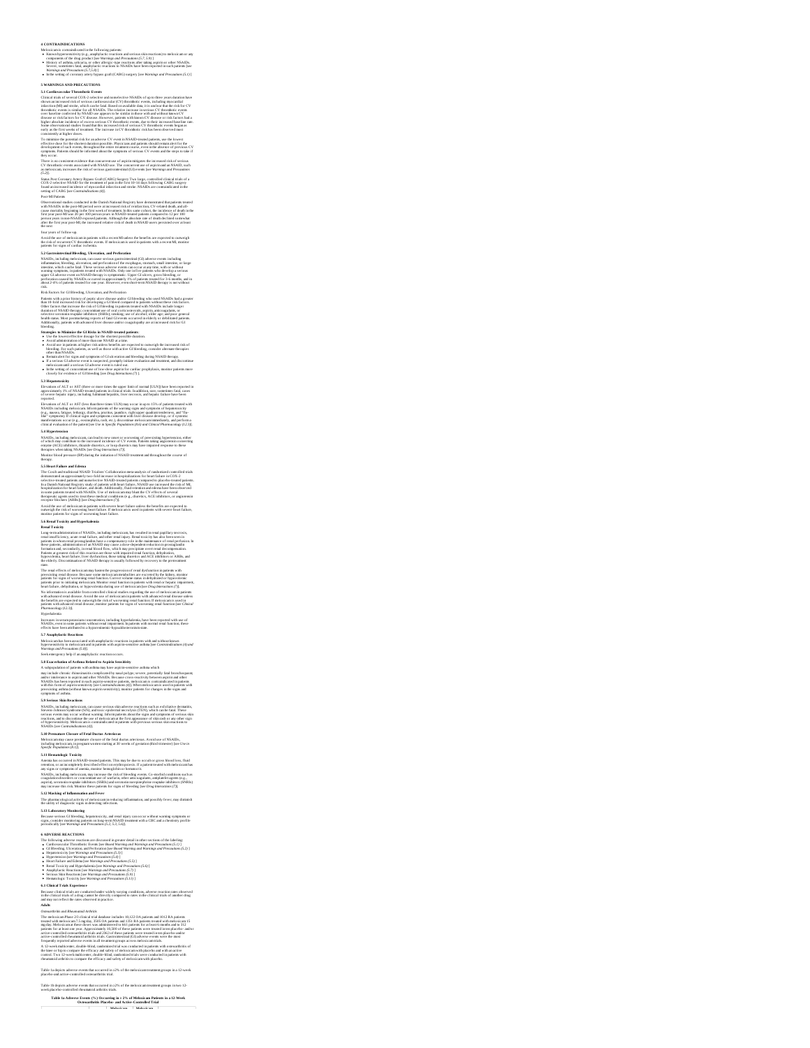## 4 CONTRAINDICATIONS

Meloxicam is contraindicated in the following patients:

- Known hypersensitivity (e.g., anaphylactic reactions and serious skin reactions) to meloxicam or any components of the drug product [*see Warnings and Precautions (5.7, 5.9)*]
- History of asthma, urticaria, or other allergic-type reactions after taking aspirin or other NSAIDs. Severe, sometimes fatal, anaphylactic reactions to NSAIDs have been reported in such patients [*see Warnings and Precautions (5.7, 5.8)*]
- In the setting of coronary artery bypass graft (CABG) surgery [*see Warnings and Precautions (5.1)*]

## 5 WARNINGS AND PRECAUTIONS

### 5.1 Cardiovascular Thrombotic Events

Clinical trials of several COX-2 selective and nonselective NSAIDs of up to three years duration have shown an increased risk of serious cardiovascular (CV) thrombotic events, including myocardial infarction (MI) and stroke, which can be fatal. Based on available data, it is unclear that the risk for CV thrombotic events is similar for all NSAIDs. The relative increase in serious CV thrombotic events over baseline conferred by NSAID use appears to be similar in those with and without known CV disease or risk factors for CV disease. However, patients with known CV disease or risk factors had a higher absolute incidence of excess serious CV thrombotic events, due to their increased baseline rate. Some observational studies found that this increased risk of serious CV thrombotic events began as early as the first weeks of treatment. The increase in CV thrombotic risk has been observed most consistently at higher doses.

To minimize the potential risk for an adverse CV event in NSAID-treated patients, use the lowest effective dose for the shortest duration possible. Physicians and patients should remain alert for the development of such events, throughout the entire treatment course, even in the absence of previous CV symptoms. Patients should be informed about the symptoms of serious CV events and the steps to take if they occur.

There is no consistent evidence that concurrent use of aspirin mitigates the increased risk of serious CV thrombotic events associated with NSAID use. The concurrent use of aspirin and an NSAID, such as meloxicam, increases the risk of serious gastrointestinal (GI) events [*see Warnings and Precautions (5.2)*].

Status Post Coronary Artery Bypass Graft (CABG) Surgery Two large, controlled clinical trials of a COX-2 selective NSAID for the treatment of pain in the first 10–14 days following CABG surgery found an increased incidence of myocardial infarction and stroke. NSAIDs are contraindicated in the setting of CABG [*see Contraindications (4)*].

Post-MI Patients

Observational studies conducted in the Danish National Registry have demonstrated that patients treated with NSAIDs in the post-MI period were at increased risk of reinfarction, CV-related death, and all-cause mortality beginning in the first week of treatment. In this same cohort, the incidence of death in the first year post-MI was 20 per 100 person years in NSAID-treated patients compared to 12 per 100 person years in non-NSAID exposed patients. Although the absolute rate of death declined somewhat after the first year post-MI, the increased relative risk of death in NSAID users persisted over at least the next

four years of follow-up.

Avoid the use of meloxicam in patients with a recent MI unless the benefits are expected to outweigh the risk of recurrent CV thrombotic events. If meloxicam is used in patients with a recent MI, monitor patients for signs of cardiac ischemia.

### 5.2 Gastrointestinal Bleeding, Ulceration, and Perforation

NSAIDs, including meloxicam, can cause serious gastrointestinal (GI) adverse events including inflammation, bleeding, ulceration, and perforation of the esophagus, stomach, small intestine, or large intestine, which can be fatal. These serious adverse events can occur at any time, with or without warning symptoms, in patients treated with NSAIDs. Only one in five patients who develop a serious upper GI adverse event on NSAID therapy is symptomatic. Upper GI ulcers, gross bleeding, or perforation caused by NSAIDs occurred in approximately 1% of patients treated for 3–6 months, and in about 2–4% of patients treated for one year. However, even short-term NSAID therapy is not without risk.

Risk Factors for GI Bleeding, Ulceration, and Perforation

Patients with a prior history of peptic ulcer disease and/or GI bleeding who used NSAIDs had a greater than 10-fold increased risk for developing a GI bleed compared to patients without these risk factors. Other factors that increase the risk of GI bleeding in patients treated with NSAIDs include longer duration of NSAID therapy; concomitant use of oral corticosteroids, aspirin, anticoagulants, or selective serotonin reuptake inhibitors (SSRIs); smoking; use of alcohol; older age; and poor general health status. Most postmarketing reports of fatal GI events occurred in elderly or debilitated patients. Additionally, patients with advanced liver disease and/or coagulopathy are at increased risk for GI bleeding.

**Strategies to Minimize the GI Risks in NSAID-treated patients:**

- Use the lowest effective dosage for the shortest possible duration.
- Avoid administration of more than one NSAID at a time.
- Avoid use in patients at higher risk unless benefits are expected to outweigh the increased risk of bleeding. For such patients, as well as those with active GI bleeding, consider alternate therapies other than NSAIDs.
- Remain alert for signs and symptoms of GI ulceration and bleeding during NSAID therapy.
- If a serious GI adverse event is suspected, promptly initiate evaluation and treatment, and discontinue meloxicam until a serious GI adverse event is ruled out.
- In the setting of concomitant use of low-dose aspirin for cardiac prophylaxis, monitor patients more closely for evidence of GI bleeding [*see Drug Interactions (7)*].

### 5.3 Hepatotoxicity

Elevations of ALT or AST (three or more times the upper limit of normal [ULN]) have been reported in approximately 1% of NSAID-treated patients in clinical trials. In addition, rare, sometimes fatal, cases of severe hepatic injury, including fulminant hepatitis, liver necrosis, and hepatic failure have been reported.

Elevations of ALT or AST (less than three times ULN) may occur in up to 15% of patients treated with NSAIDs including meloxicam. Inform patients of the warning signs and symptoms of hepatotoxicity (e.g., nausea, fatigue, lethargy, diarrhea, pruritus, jaundice, right upper quadrant tenderness, and "flu-like" symptoms). If clinical signs and symptoms consistent with liver disease develop, or if systemic manifestations occur (e.g., eosinophilia, rash, etc.), discontinue meloxicam immediately, and perform a clinical evaluation of the patient [*see Use in Specific Populations (8.6) and Clinical Pharmacology (12.3)*].

### 5.4 Hypertension

NSAIDs, including meloxicam, can lead to new onset or worsening of preexisting hypertension, either of which may contribute to the increased incidence of CV events. Patients taking angiotensin converting enzyme (ACE) inhibitors, thiazide diuretics, or loop diuretics may have impaired response to these therapies when taking NSAIDs [*see Drug Interactions (7)*].

Monitor blood pressure (BP) during the initiation of NSAID treatment and throughout the course of therapy.

### 5.5 Heart Failure and Edema

The Coxib and traditional NSAID Trialists' Collaboration meta-analysis of randomized controlled trials demonstrated an approximately two-fold increase in hospitalizations for heart failure in COX-2 selective-treated patients and nonselective NSAID-treated patients compared to placebo-treated patients. In a Danish National Registry study of patients with heart failure, NSAID use increased the risk of MI, hospitalization for heart failure, and death. Additionally, fluid retention and edema have been observed in some patients treated with NSAIDs. Use of meloxicam may blunt the CV effects of several therapeutic agents used to treat these medical conditions (e.g., diuretics, ACE inhibitors, or angiotensin receptor blockers [ARBs]) [*see Drug Interactions (7)*].

Avoid the use of meloxicam in patients with severe heart failure unless the benefits are expected to outweigh the risk of worsening heart failure. If meloxicam is used in patients with severe heart failure, monitor patients for signs of worsening heart failure.

### 5.6 Renal Toxicity and Hyperkalemia

**Renal Toxicity**

Long-term administration of NSAIDs, including meloxicam, has resulted in renal papillary necrosis, renal insufficiency, acute renal failure, and other renal injury. Renal toxicity has also been seen in patients in whom renal prostaglandins have a compensatory role in the maintenance of renal perfusion. In these patients, administration of an NSAID may cause a dose-dependent reduction in prostaglandin formation and, secondarily, in renal blood flow, which may precipitate overt renal decompensation. Patients at greatest risk of this reaction are those with impaired renal function, dehydration, hypovolemia, heart failure, liver dysfunction, those taking diuretics and ACE inhibitors or ARBs, and the elderly. Discontinuation of NSAID therapy is usually followed by recovery to the pretreatment state.

The renal effects of meloxicam may hasten the progression of renal dysfunction in patients with preexisting renal disease. Because some meloxicam metabolites are excreted by the kidney, monitor patients for signs of worsening renal function. Correct volume status in dehydrated or hypovolemic patients prior to initiating meloxicam. Monitor renal function in patients with renal or hepatic impairment, heart failure, dehydration, or hypovolemia during use of meloxicam [*see Drug Interactions (7)*].

No information is available from controlled clinical studies regarding the use of meloxicam in patients with advanced renal disease. Avoid the use of meloxicam in patients with advanced renal disease unless the benefits are expected to outweigh the risk of worsening renal function. If meloxicam is used in patients with advanced renal disease, monitor patients for signs of worsening renal function [*see Clinical Pharmacology (12.3)*].

Hyperkalemia

Increases in serum potassium concentration, including hyperkalemia, have been reported with use of NSAIDs, even in some patients without renal impairment. In patients with normal renal function, these effects have been attributed to a hyporeninemic-hypoaldosteronism state.

### 5.7 Anaphylactic Reactions

Meloxicam has been associated with anaphylactic reactions in patients with and without known hypersensitivity to meloxicam and in patients with aspirin-sensitive asthma [*see Contraindications (4) and Warnings and Precautions (5.8)*].

Seek emergency help if an anaphylactic reaction occurs.

### 5.8 Exacerbation of Asthma Related to Aspirin Sensitivity

A subpopulation of patients with asthma may have aspirin-sensitive asthma which

may include chronic rhinosinusitis complicated by nasal polyps; severe, potentially fatal bronchospasm; and/or intolerance to aspirin and other NSAIDs. Because cross-reactivity between aspirin and other NSAIDs has been reported in such aspirin-sensitive patients, meloxicam is contraindicated in patients with this form of aspirin sensitivity [*see Contraindications (4)*]. When meloxicam is used in patients with preexisting asthma (without known aspirin sensitivity), monitor patients for changes in the signs and symptoms of asthma.

### 5.9 Serious Skin Reactions

NSAIDs, including meloxicam, can cause serious skin adverse reactions such as exfoliative dermatitis, Stevens-Johnson Syndrome (SJS), and toxic epidermal necrolysis (TEN), which can be fatal. These serious events may occur without warning. Inform patients about the signs and symptoms of serious skin reactions, and to discontinue the use of meloxicam at the first appearance of skin rash or any other sign of hypersensitivity. Meloxicam is contraindicated in patients with previous serious skin reactions to NSAIDs [*see Contraindications (4)*].

### 5.10 Premature Closure of Fetal Ductus Arteriosus

Meloxicam may cause premature closure of the fetal ductus arteriosus. Avoid use of NSAIDs, including meloxicam, in pregnant women starting at 30 weeks of gestation (third trimester) [*see Use in Specific Populations (8.1)*].

### 5.11 Hematologic Toxicity

Anemia has occurred in NSAID-treated patients. This may be due to occult or gross blood loss, fluid retention, or an incompletely described effect on erythropoiesis. If a patient treated with meloxicam has any signs or symptoms of anemia, monitor hemoglobin or hematocrit.

NSAIDs, including meloxicam, may increase the risk of bleeding events. Co-morbid conditions such as coagulation disorders or concomitant use of warfarin, other anticoagulants, antiplatelet agents (e.g., aspirin), serotonin reuptake inhibitors (SSRIs) and serotonin norepinephrine reuptake inhibitors (SNRIs) may increase this risk. Monitor these patients for signs of bleeding [*see Drug Interactions (7)*].

### 5.12 Masking of Inflammation and Fever

The pharmacological activity of meloxicam in reducing inflammation, and possibly fever, may diminish the utility of diagnostic signs in detecting infections.

### 5.13 Laboratory Monitoring

Because serious GI bleeding, hepatotoxicity, and renal injury can occur without warning symptoms or signs, consider monitoring patients on long-term NSAID treatment with a CBC and a chemistry profile periodically [*see Warnings and Precautions (5.2, 5.3, 5.6)*].

## 6 ADVERSE REACTIONS

The following adverse reactions are discussed in greater detail in other sections of the labeling:

- Cardiovascular Thrombotic Events [*see Boxed Warning and Warnings and Precautions (5.1)*]
- GI Bleeding, Ulceration and Perforation [*see Boxed Warning and Warnings and Precautions (5.2)*]
- Hepatotoxicity [*see Warnings and Precautions (5.3)*]
- Hypertension [*see Warnings and Precautions (5.4)*]
- Heart Failure and Edema [*see Warnings and Precautions (5.5)*]
- Renal Toxicity and Hyperkalemia [*see Warnings and Precautions (5.6)*]
- Anaphylactic Reactions [*see Warnings and Precautions (5.7)*]
- Serious Skin Reactions [*see Warnings and Precautions (5.9)*]
- Hematologic Toxicity [*see Warnings and Precautions (5.11)*]

### 6.1 Clinical Trials Experience

Because clinical trials are conducted under widely varying conditions, adverse reaction rates observed in the clinical trials of a drug cannot be directly compared to rates in the clinical trials of another drug and may not reflect the rates observed in practice.

**Adults**

*Osteoarthritis and Rheumatoid Arthritis*

The meloxicam Phase 2/3 clinical trial database includes 10,122 OA patients and 1012 RA patients treated with meloxicam 7.5 mg/day, 3505 OA patients and 1351 RA patients treated with meloxicam 15 mg/day. Meloxicam at these doses was administered to 661 patients for at least 6 months and to 312 patients for at least one year. Approximately 10,500 of these patients were treated in ten placebo- and/or active-controlled osteoarthritis trials and 2363 of these patients were treated in ten placebo- and/or active-controlled rheumatoid arthritis trials. Gastrointestinal (GI) adverse events were the most frequently reported adverse events in all treatment groups across meloxicam trials.

A 12-week multicenter, double-blind, randomized trial was conducted in patients with osteoarthritis of the knee or hip to compare the efficacy and safety of meloxicam with placebo and with an active control. Two 12-week multicenter, double-blind, randomized trials were conducted in patients with rheumatoid arthritis to compare the efficacy and safety of meloxicam with placebo.

Table 1a depicts adverse events that occurred in ≥2% of the meloxicam treatment groups in a 12-week placebo- and active-controlled osteoarthritis trial.

Table 1b depicts adverse events that occurred in ≥2% of the meloxicam treatment groups in two 12-week placebo-controlled rheumatoid arthritis trials.

**Table 1a Adverse Events (%) Occurring in ≥ 2% of Meloxicam Patients in a 12-Week Osteoarthritis Placebo- and Active-Controlled Trial**

| | | Meloxicam | Meloxicam |
|---|---|---|---|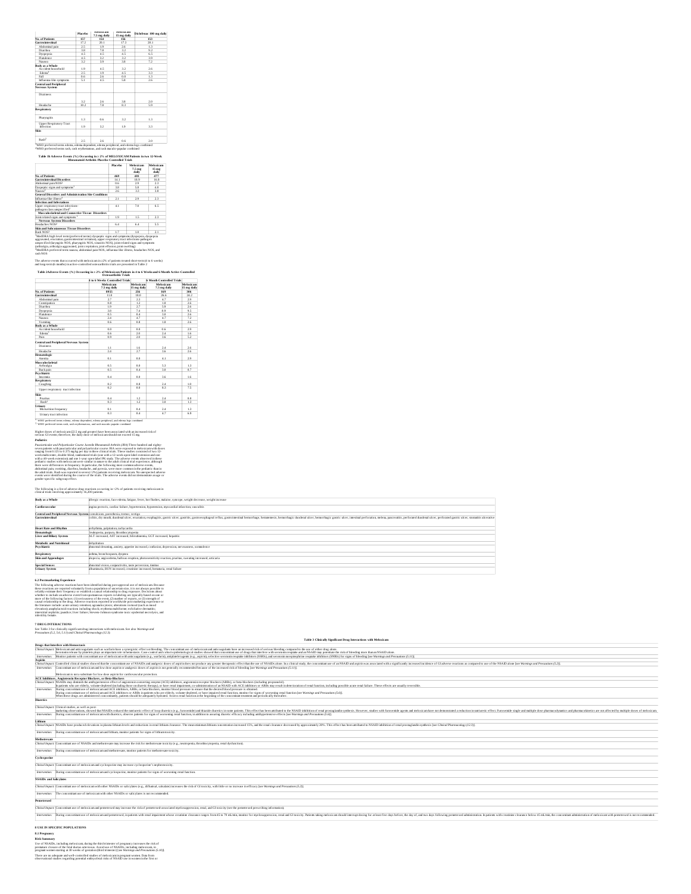| | Placebo | Meloxicam 7.5 mg daily | Meloxicam 15 mg daily | Diclofenac 100 mg daily |
|---|---|---|---|---|
| No. of Patients | 157 | 154 | 156 | 153 |
| **Gastrointestinal** | 17.2 | 20.1 | 17.3 | 28.1 |
| Abdominal pain | 2.5 | 1.9 | 2.6 | 1.3 |
| Diarrhea | 3.8 | 7.8 | 3.2 | 9.2 |
| Dyspepsia | 4.5 | 4.5 | 4.5 | 6.5 |
| Flatulence | 4.5 | 3.2 | 3.2 | 3.9 |
| Nausea | 3.2 | 3.9 | 3.8 | 7.2 |
| **Body as a Whole** | | | | |
| Accident household | 1.9 | 4.5 | 3.2 | 2.6 |
| Edema[1] | 2.5 | 1.9 | 4.5 | 3.3 |
| Fall | 0.6 | 2.6 | 0.0 | 1.3 |
| Influenza-like symptoms | 5.1 | 4.5 | 5.8 | 2.6 |
| **Central and Peripheral Nervous System** | | | | |
| Dizziness | 3.2 | 2.6 | 3.8 | 2.0 |
| Headache | 10.2 | 7.8 | 8.3 | 5.9 |
| **Respiratory** | | | | |
| Pharyngitis | 1.3 | 0.6 | 3.2 | 1.3 |
| Upper Respiratory Tract Infection | 1.9 | 3.2 | 1.9 | 3.3 |
| **Skin** | | | | |
| Rash[2] | 2.5 | 2.6 | 0.6 | 2.0 |

[1]WHO preferred terms edema, edema dependent, edema peripheral, and edema legs combined
[2]WHO preferred terms rash, rash erythematous, and rash maculo-papular combined

**Table 1b Adverse Events (%) Occurring in ≥ 2% of MELOXICAM Patients in two 12-Week Rheumatoid Arthritis Placebo-Controlled Trials**

| | Placebo | Meloxicam 7.5 mg daily | Meloxicam 15 mg daily |
|---|---|---|---|
| No. of Patients | 469 | 481 | 477 |
| **Gastrointestinal Disorders** | 14.1 | 18.9 | 16.8 |
| Abdominal pain NOS[2] | 0.6 | 2.9 | 2.3 |
| Dyspeptic signs and symptoms[1] | 3.8 | 5.8 | 4.0 |
| Nausea[2] | 2.6 | 3.3 | 3.8 |
| **General Disorders and Administration Site Conditions** | | | |
| Influenza-like illness[2] | 2.1 | 2.9 | 2.3 |
| **Infection and Infestations** | | | |
| Upper respiratory tract infections-pathogen class unspecified[1] | 4.1 | 7.0 | 6.5 |
| **Musculoskeletal and Connective Tissue Disorders** | | | |
| Joint related signs and symptoms[1] | 1.9 | 1.5 | 2.3 |
| **Nervous System Disorders** | | | |
| Headaches NOS[2] | 6.4 | 6.4 | 5.5 |
| **Skin and Subcutaneous Tissue Disorders** | | | |
| Rash NOS[2] | 1.7 | 1.0 | 2.1 |

[1]MedDRA high level term (preferred terms): dyspeptic signs and symptoms (dyspepsia, dyspepsia aggravated, eructation, gastrointestinal irritation), upper respiratory tract infections-pathogen unspecified (laryngitis NOS, pharyngitis NOS, sinusitis NOS), joint related signs and symptoms (arthralgia, arthralgia aggravated, joint crepitation, joint effusion, joint swelling)
[2]MedDRA preferred term: nausea, abdominal pain NOS, influenza-like illness, headaches NOS, and rash NOS

The adverse events that occurred with meloxicam in ≥2% of patients treated short-term (4 to 6 weeks) and long-term (6 months) in active-controlled osteoarthritis trials are presented in Table 2

**Table 2 Adverse Events (%) Occurring in ≥ 2% of Meloxicam Patients in 4 to 6 Weeks and 6 Month Active-Controlled Osteoarthritis Trials**

| | 4 to 6 Weeks Controlled Trials | | 6 Month Controlled Trials | |
|---|---|---|---|---|
| | Meloxicam 7.5 mg daily | Meloxicam 15 mg daily | Meloxicam 7.5 mg daily | Meloxicam 15 mg daily |
| No. of Patients | 8955 | 256 | 169 | 306 |
| **Gastrointestinal** | 11.8 | 18.0 | 26.6 | 24.2 |
| Abdominal pain | 2.7 | 2.3 | 4.7 | 2.9 |
| Constipation | 0.8 | 1.2 | 1.8 | 2.6 |
| Diarrhea | 1.9 | 2.7 | 5.9 | 2.6 |
| Dyspepsia | 3.8 | 7.4 | 8.9 | 9.5 |
| Flatulence | 0.5 | 0.4 | 3.0 | 2.6 |
| Nausea | 2.4 | 4.7 | 4.7 | 7.2 |
| Vomiting | 0.6 | 0.8 | 1.8 | 2.6 |
| **Body as a Whole** | | | | |
| Accident household | 0.0 | 0.0 | 0.6 | 2.9 |
| Edema[1] | 0.6 | 2.0 | 2.4 | 1.6 |
| Pain | 0.9 | 2.0 | 3.6 | 5.2 |
| **Central and Peripheral Nervous System** | | | | |
| Dizziness | 1.1 | 1.6 | 2.4 | 2.6 |
| Headache | 2.4 | 2.7 | 3.6 | 2.6 |
| **Hematologic** | | | | |
| Anemia | 0.1 | 0.0 | 4.1 | 2.9 |
| **Musculoskeletal** | | | | |
| Arthralgia | 0.5 | 0.0 | 5.3 | 1.3 |
| Back pain | 0.5 | 0.4 | 3.0 | 0.7 |
| **Psychiatric** | | | | |
| Insomnia | 0.4 | 0.0 | 3.6 | 1.6 |
| **Respiratory** | | | | |
| Coughing | 0.2 | 0.8 | 2.4 | 1.0 |
| Upper respiratory tract infection | 0.2 | 0.0 | 8.3 | 7.5 |
| **Skin** | | | | |
| Pruritus | 0.4 | 1.2 | 2.4 | 0.0 |
| Rash[2] | 0.3 | 1.2 | 3.0 | 1.3 |
| **Urinary** | | | | |
| Micturition frequency | 0.1 | 0.4 | 2.4 | 1.3 |
| Urinary tract infection | 0.3 | 0.4 | 4.7 | 6.9 |

[1] WHO preferred terms edema, edema dependent, edema peripheral and edema legs combined
[2] WHO preferred terms rash, rash erythematous, and rash maculo-papular combined

Higher doses of meloxicam (22.5 mg and greater) have been associated with an increased risk of serious GI events; therefore, the daily dose of meloxicam should not exceed 15 mg.

**Pediatrics**

*Pauciarticular and Polyarticular Course Juvenile Rheumatoid Arthritis (JRA)* Three hundred and eighty-seven patients with pauciarticular and polyarticular course JRA were exposed to meloxicam with doses ranging from 0.125 to 0.375 mg/kg per day in three clinical trials. These studies consisted of two 12-week multicenter, double-blind, randomized trials (one with a 12-week open-label extension and one with a 40-week extension) and one 1-year open-label PK study. The adverse events observed in these pediatric studies with meloxicam were similar in nature to the adult clinical trial experience, although there were differences in frequency. In particular, the following most common adverse events, abdominal pain, vomiting, diarrhea, headache, and pyrexia, were more common in the pediatric than in the adult trials. Rash was reported in seven (<2%) patients receiving meloxicam. No unexpected adverse events were identified during the course of the trials. The adverse events did not demonstrate an age or gender-specific subgroup effect.

The following is a list of adverse drug reactions occurring in <2% of patients receiving meloxicam in clinical trials involving approximately 16,200 patients.

| | |
|---|---|
| **Body as a Whole** | allergic reaction, face edema, fatigue, fever, hot flushes, malaise, syncope, weight decrease, weight increase |
| **Cardiovascular** | angina pectoris, cardiac failure, hypertension, hypotension, myocardial infarction, vasculitis |
| **Central and Peripheral Nervous System** | convulsions, paresthesia, tremor, vertigo |
| **Gastrointestinal** | colitis, dry mouth, duodenal ulcer, eructation, esophagitis, gastric ulcer, gastritis, gastroesophageal reflux, gastrointestinal hemorrhage, hematemesis, hemorrhagic duodenal ulcer, hemorrhagic gastric ulcer, intestinal perforation, melena, pancreatitis, perforated duodenal ulcer, perforated gastric ulcer, stomatitis ulcerative |
| **Heart Rate and Rhythm** | arrhythmia, palpitation, tachycardia |
| **Hematologic** | leukopenia, purpura, thrombocytopenia |
| **Liver and Biliary System** | ALT increased, AST increased, bilirubinemia, GGT increased, hepatitis |
| **Metabolic and Nutritional** | dehydration |
| **Psychiatric** | abnormal dreaming, anxiety, appetite increased, confusion, depression, nervousness, somnolence |
| **Respiratory** | asthma, bronchospasm, dyspnea |
| **Skin and Appendages** | alopecia, angioedema, bullous eruption, photosensitivity reaction, pruritus, sweating increased, urticaria |
| **Special Senses** | abnormal vision, conjunctivitis, taste perversion, tinnitus |
| **Urinary System** | albuminuria, BUN increased, creatinine increased, hematuria, renal failure |

**6.2 Postmarketing Experience**

The following adverse reactions have been identified during post approval use of meloxicam. Because these reactions are reported voluntarily from a population of uncertain size, it is not always possible to reliably estimate their frequency or establish a causal relationship to drug exposure. Decisions about whether to include an adverse event from spontaneous reports in labeling are typically based on one or more of the following factors: (1) seriousness of the event, (2) number of reports, or (3) strength of causal relationship to the drug. Adverse reactions reported in worldwide post marketing experience or the literature include: acute urinary retention; agranulocytosis; alterations in mood (such as mood elevation); anaphylactoid reactions including shock; erythema multiforme; exfoliative dermatitis; interstitial nephritis; jaundice; liver failure; Stevens-Johnson syndrome; toxic epidermal necrolysis, and infertility female.

**7 DRUG INTERACTIONS**

See Table 3 for clinically significant drug interactions with meloxicam. See also *Warnings and Precautions (5.2, 5.6, 5.11)* and *Clinical Pharmacology (12.3)*.

**Table 3 Clinically Significant Drug Interactions with Meloxicam**

| | |
|---|---|
| **Drugs that Interfere with Hemostasis** | |
| *Clinical Impact:* | Meloxicam and anticoagulants such as warfarin have a synergistic effect on bleeding. The concomitant use of meloxicam and anticoagulants have an increased risk of serious bleeding compared to the use of either drug alone. Serotonin release by platelets plays an important role in hemostasis. Case-control and cohort epidemiological studies showed that concomitant use of drugs that interfere with serotonin reuptake and an NSAID may potentiate the risk of bleeding more than an NSAID alone. |
| *Intervention:* | Monitor patients with concomitant use of meloxicam with anticoagulants (e.g., warfarin), antiplatelet agents (e.g., aspirin), selective serotonin reuptake inhibitors (SSRIs), and serotonin norepinephrine reuptake inhibitors (SNRIs) for signs of bleeding [see *Warnings and Precautions (5.11)*]. |
| **Aspirin** | |
| *Clinical Impact:* | Controlled clinical studies showed that the concomitant use of NSAIDs and analgesic doses of aspirin does not produce any greater therapeutic effect than the use of NSAIDs alone. In a clinical study, the concomitant use of an NSAID and aspirin was associated with a significantly increased incidence of GI adverse reactions as compared to use of the NSAID alone [see *Warnings and Precautions (5.2)*]. |
| *Intervention:* | Concomitant use of meloxicam and low dose aspirin or analgesic doses of aspirin is not generally recommended because of the increased risk of bleeding [see *Warnings and Precautions (5.11)*]. Meloxicam is not a substitute for low dose aspirin for cardiovascular protection. |
| **ACE Inhibitors, Angiotensin Receptor Blockers, or Beta-Blockers** | |
| *Clinical Impact:* | NSAIDs may diminish the antihypertensive effect of angiotensin converting enzyme (ACE) inhibitors, angiotensin receptor blockers (ARBs), or beta-blockers (including propranolol). In patients who are elderly, volume-depleted (including those on diuretic therapy), or have renal impairment, co-administration of an NSAID with ACE inhibitors or ARBs may result in deterioration of renal function, including possible acute renal failure. These effects are usually reversible. |
| *Intervention:* | During concomitant use of meloxicam and ACE inhibitors, ARBs, or beta-blockers, monitor blood pressure to ensure that the desired blood pressure is obtained. During concomitant use of meloxicam and ACE inhibitors or ARBs in patients who are elderly, volume-depleted, or have impaired renal function, monitor for signs of worsening renal function [see *Warnings and Precautions (5.6)*]. When these drugs are administered concomitantly, patients should be adequately hydrated. Assess renal function at the beginning of the concomitant treatment and periodically thereafter. |
| **Diuretics** | |
| *Clinical Impact:* | Clinical studies, as well as post-marketing observations, showed that NSAIDs reduced the natriuretic effect of loop diuretics (e.g., furosemide) and thiazide diuretics in some patients. This effect has been attributed to the NSAID inhibition of renal prostaglandin synthesis. However, studies with furosemide agents and meloxicam have not demonstrated a reduction in natriuretic effect. Furosemide single and multiple dose pharmacodynamics and pharmacokinetics are not affected by multiple doses of meloxicam. |
| *Intervention:* | During concomitant use of meloxicam with diuretics, observe patients for signs of worsening renal function, in addition to assuring diuretic efficacy including antihypertensive effects [see *Warnings and Precautions (5.6)*]. |
| **Lithium** | |
| *Clinical Impact:* | NSAIDs have produced elevations in plasma lithium levels and reductions in renal lithium clearance. The mean minimum lithium concentration increased 15%, and the renal clearance decreased by approximately 20%. This effect has been attributed to NSAID inhibition of renal prostaglandin synthesis [see *Clinical Pharmacology (12.3)*]. |
| *Intervention:* | During concomitant use of meloxicam and lithium, monitor patients for signs of lithium toxicity. |
| **Methotrexate** | |
| *Clinical Impact:* | Concomitant use of NSAIDs and methotrexate may increase the risk for methotrexate toxicity (e.g., neutropenia, thrombocytopenia, renal dysfunction). |
| *Intervention:* | During concomitant use of meloxicam and methotrexate, monitor patients for methotrexate toxicity. |
| **Cyclosporine** | |
| *Clinical Impact:* | Concomitant use of meloxicam and cyclosporine may increase cyclosporine's nephrotoxicity. |
| *Intervention:* | During concomitant use of meloxicam and cyclosporine, monitor patients for signs of worsening renal function. |
| **NSAIDs and Salicylates** | |
| *Clinical Impact:* | Concomitant use of meloxicam with other NSAIDs or salicylates (e.g., diflunisal, salsalate) increases the risk of GI toxicity, with little or no increase in efficacy [see *Warnings and Precautions (5.2)*]. |
| *Intervention:* | The concomitant use of meloxicam with other NSAIDs or salicylates is not recommended. |
| **Pemetrexed** | |
| *Clinical Impact:* | Concomitant use of meloxicam and pemetrexed may increase the risk of pemetrexed-associated myelosuppression, renal, and GI toxicity (see the pemetrexed prescribing information). |
| *Intervention:* | During concomitant use of meloxicam and pemetrexed, in patients with renal impairment whose creatinine clearance ranges from 45 to 79 mL/min, monitor for myelosuppression, renal and GI toxicity. Patients taking meloxicam should interrupt dosing for at least five days before, the day of, and two days following pemetrexed administration. In patients with creatinine clearance below 45 mL/min, the concomitant administration of meloxicam with pemetrexed is not recommended. |

**8 USE IN SPECIFIC POPULATIONS**

**8.1 Pregnancy**

**Risk Summary**

Use of NSAIDs, including meloxicam, during the third trimester of pregnancy increases the risk of premature closure of the fetal ductus arteriosus. Avoid use of NSAIDs, including meloxicam, in pregnant women starting at 30 weeks of gestation (third trimester) [see *Warnings and Precautions (5.10)*].

There are no adequate and well-controlled studies of meloxicam in pregnant women. Data from observational studies regarding potential embryofetal risks of NSAID use in women in the first or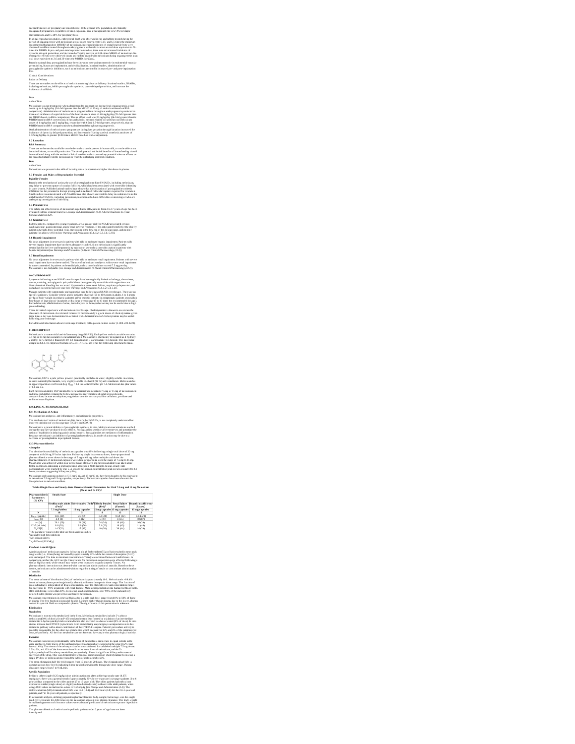second trimesters of pregnancy are inconclusive. In the general U.S. population, all clinically recognized pregnancies, regardless of drug exposure, have a background rate of 2-4% for major malformations, and 15-20% for pregnancy loss.

In animal reproduction studies, embryofetal death was observed in rats and rabbits treated during the period of organogenesis with meloxicam at oral doses equivalent to 0.65- and 6.5-times the maximum recommended human dose (MRHD) of meloxicam. Increased incidence of septal heart defects were observed in rabbits treated throughout embryogenesis with meloxicam at an oral dose equivalent to 78-times the MRHD. In pre- and post-natal reproduction studies, there was an increased incidence of dystocia, delayed parturition, and decreased offspring survival at 0.08-times MRHD of meloxicam. No teratogenic effects were observed in rats and rabbits treated with meloxicam during organogenesis at an oral dose equivalent to 2.6 and 26-times the MRHD *[see Data]*.

Based on animal data, prostaglandins have been shown to have an important role in endometrial vascular permeability, blastocyst implantation, and decidualization. In animal studies, administration of prostaglandin synthesis inhibitors, such as meloxicam, resulted in increased pre- and post-implantation loss.

Clinical Considerations

*Labor or Delivery*

There are no studies on the effects of meloxicam during labor or delivery. In animal studies, NSAIDs, including meloxicam, inhibit prostaglandin synthesis, cause delayed parturition, and increase the incidence of stillbirth.

Data

*Animal Data*

Meloxicam was not teratogenic when administered to pregnant rats during fetal organogenesis at oral doses up to 4 mg/kg/day (2.6-fold greater than the MRHD of 15 mg of meloxicam based on BSA comparison). Administration of meloxicam to pregnant rabbits throughout embryogenesis produced an increased incidence of septal defects of the heart at an oral dose of 60 mg/kg/day (78-fold greater than the MRHD based on BSA comparison). The no effect level was 20 mg/kg/day (26-fold greater than the MRHD based on BSA conversion). In rats and rabbits, embryolethality occurred at oral meloxicam doses of 1 mg/kg/day and 5 mg/kg/day, respectively (0.65 and 6.5-fold greater, respectively, than the MRHD based on BSA comparison) when administered throughout organogenesis.

Oral administration of meloxicam to pregnant rats during late gestation through lactation increased the incidence of dystocia, delayed parturition, and decreased offspring survival at meloxicam doses of 0.125 mg/kg/day or greater (0.08-times MRHD based on BSA comparison).

**8.2 Lactation**

**Risk Summary**

There are no human data available on whether meloxicam is present in human milk, or on the effects on breastfed infants, or on milk production. The developmental and health benefits of breastfeeding should be considered along with the mother's clinical need for meloxicam and any potential adverse effects on the breastfed infant from the meloxicam or from the underlying maternal condition.

**Data**

*Animal data*

Meloxicam was present in the milk of lactating rats at concentrations higher than those in plasma.

**8.3 Females and Males of Reproductive Potential**

***Infertility Females***

Based on the mechanism of action, the use of prostaglandin-mediated NSAIDs, including meloxicam, may delay or prevent rupture of ovarian follicles, which has been associated with reversible infertility in some women. Published animal studies have shown that administration of prostaglandin synthesis inhibitors has the potential to disrupt prostaglandin-mediated follicular rupture required for ovulation. Small studies in women treated with NSAIDs have also shown a reversible delay in ovulation. Consider withdrawal of NSAIDs, including meloxicam, in women who have difficulties conceiving or who are undergoing investigation of infertility.

**8.4 Pediatric Use**

The safety and effectiveness of meloxicam in pediatric JRA patients from 2 to 17 years of age has been evaluated in three clinical trials *[see Dosage and Administration (2.3), Adverse Reactions (6.1)* and *Clinical Studies (14.2)]*.

**8.5 Geriatric Use**

Elderly patients, compared to younger patients, are at greater risk for NSAID-associated serious cardiovascular, gastrointestinal, and/or renal adverse reactions. If the anticipated benefit for the elderly patient outweighs these potential risks, start dosing at the low end of the dosing range, and monitor patients for adverse effects *[see Warnings and Precautions (5.1, 5.2, 5.3, 5.6, 5.13)]*.

**8.6 Hepatic Impairment**

No dose adjustment is necessary in patients with mild to moderate hepatic impairment. Patients with severe hepatic impairment have not been adequately studied. Since meloxicam is significantly metabolized in the liver and hepatotoxicity may occur, use meloxicam with caution in patients with hepatic impairment *[see Warnings and Precautions (5.3) and Clinical Pharmacology (12.3)]*.

**8.7 Renal Impairment**

No dose adjustment is necessary in patients with mild to moderate renal impairment. Patients with severe renal impairment have not been studied. The use of meloxicam in subjects with severe renal impairment is not recommended. In patients on hemodialysis, meloxicam should not exceed 7.5 mg per day. Meloxicam is not dialyzable *[see Dosage and Administration (2.1) and Clinical Pharmacology (12.3)]*.

**10 OVERDOSAGE**

Symptoms following acute NSAID overdosages have been typically limited to lethargy, drowsiness, nausea, vomiting, and epigastric pain, which have been generally reversible with supportive care. Gastrointestinal bleeding has occurred. Hypertension, acute renal failure, respiratory depression, and coma have occurred, but were rare *[see Warnings and Precautions (5.1, 5.2, 5.4, 5.6)]*.

Manage patients with symptomatic and supportive care following an NSAID overdosage. There are no specific antidotes. Consider emesis and/or activated charcoal (60 to 100 grams in adults, 1 to 2 grams per kg of body weight in pediatric patients) and/or osmotic cathartic in symptomatic patients seen within four hours of ingestion or in patients with a large overdosage (5 to 10 times the recommended dosage). Forced diuresis, alkalinization of urine, hemodialysis, or hemoperfusion may not be useful due to high protein binding.

There is limited experience with meloxicam overdosage. Cholestyramine is known to accelerate the clearance of meloxicam. Accelerated removal of meloxicam by 4 g oral doses of cholestyramine given three times a day was demonstrated in a clinical trial. Administration of cholestyramine may be useful following an overdosage.

For additional information about overdosage treatment, call a poison control center (1-800-222-1222).

**11 DESCRIPTION**

Meloxicam is a nonsteroidal anti-inflammatory drug (NSAID). Each yellow meloxicam tablet contains 7.5 mg or 15 mg meloxicam for oral administration. Meloxicam is chemically designated as 4-hydroxy-2-methyl-N-(5-methyl-2-thiazolyl)-2H-1,2-benzothiazine-3-carboxamide-1,1-dioxide. The molecular weight is 351.4. Its empirical formula is $C_{14}H_{13}N_3O_4S_2$ and it has the following structural formula.

Meloxicam, USP is a pale yellow powder, practically insoluble in water, slightly soluble in acetone, soluble in dimethylformamide, very slightly soluble in ethanol (96 %) and in methanol. Meloxicam has an apparent partition coefficient (log P)$_{app}$ = 0.1 in n-octanol/buffer pH 7.4. Meloxicam has pKa values of 1.1 and 4.2.

Each meloxicam tablet, USP intended for oral administration contains 7.5 mg or 15 mg of meloxicam. In addition, each tablet contains the following inactive ingredients: colloidal silicon dioxide, crospovidone, lactose monohydrate, magnesium stearate, microcrystalline cellulose, povidone and sodium citrate dihydrate.

**12 CLINICAL PHARMACOLOGY**

**12.1 Mechanism of Action**

Meloxicam has analgesic, anti-inflammatory, and antipyretic properties.

The mechanism of action of meloxicam, like that of other NSAIDs, is not completely understood but involves inhibition of cyclooxygenase (COX-1 and COX-2).

Meloxicam is a potent inhibitor of prostaglandin synthesis in vitro. Meloxicam concentrations reached during therapy have produced in vivo effects. Prostaglandins sensitize afferent nerves and potentiate the action of bradykinin in inducing pain in animal models. Prostaglandins are mediators of inflammation. Because meloxicam is an inhibitor of prostaglandin synthesis, its mode of action may be due to a decrease of prostaglandins in peripheral tissues.

**12.3 Pharmacokinetics**

***Absorption***

The absolute bioavailability of meloxicam capsules was 89% following a single oral dose of 30 mg compared with 30 mg IV bolus injection. Following single intravenous doses, dose-proportional pharmacokinetics were shown in the range of 5 mg to 60 mg. After multiple oral doses the pharmacokinetics of meloxicam capsules were dose-proportional over the range of 7.5 mg to 15 mg. Mean Cmax was achieved within four to five hours after a 7.5 mg meloxicam tablet was taken under fasted conditions, indicating a prolonged drug absorption. With multiple dosing, steady-state concentrations were reached by Day 5. A second meloxicam concentration peak occurs around 12 to 14 hours post-dose suggesting biliary recycling.

Meloxicam oral suspension doses of 7.5 mg/5 mL and 15 mg/10 mL have been found to be bioequivalent to meloxicam 7.5 mg and 15 mg capsules, respectively. Meloxicam capsules have been shown to be bioequivalent to meloxicam tablets.

**Table 4 Single Dose and Steady-State Pharmacokinetic Parameters for Oral 7.5 mg and 15 mg Meloxicam (Mean and % CV)[1]**

| Pharmacokinetic Parameters (% CV) | Steady State | | | | Single Dose | |
|---|---|---|---|---|---|---|
| | Healthy male adults (Fed)[2] | Elderly males (Fed)[2] | Elderly females (Fed)[2] | | Renal failure (Fasted) | Hepatic insufficiency (Fasted) |
| | 7.5 mg[3] tablets | 15 mg capsules | 15 mg capsules | | 15 mg capsules | 15 mg capsules |
| N | 18 | 5 | 8 | | 12 | 12 |
| $C_{max}$ [μg/mL] | 1.05 (20) | 2.3 (59) | 3.2 (24) | | 0.59 (36) | 0.84 (29) |
| $t_{max}$ [h] | 4.9 (8) | 5 (12) | 6 (27) | | 4 (65) | 10 (87) |
| $t_{1/2}$ [h] | 20.1 (29) | 21 (34) | 24 (34) | | 18 (46) | 16 (29) |
| CL/f [mL/min] | 8.8 (29) | 9.9 (76) | 5.1 (22) | | 19 (43) | 11 (44) |
| $V_z/f$[4] [L] | 14.7 (32) | 15 (42) | 10 (30) | | 26 (44) | 14 (29) |

[1] The parameter values in the table are from various studies
[2] not under high fat conditions
[3] Meloxicam tablets
[4] $V_z/f = Dose/(AUC \cdot K_{el})$

***Food and Antacid Effects***

Administration of meloxicam capsules following a high fat breakfast (75 g of fat) resulted in mean peak drug levels (i.e., Cmax) being increased by approximately 22% while the extent of absorption (AUC) was unchanged. The time to maximum concentration (Tmax) was achieved between 5 and 6 hours. In comparison, neither the AUC nor the Cmax values for meloxicam suspension were affected following a similar high fat meal, while mean Tmax values were increased to approximately 7 hours. No pharmacokinetic interaction was detected with concomitant administration of antacids. Based on these results, meloxicam can be administered without regard to timing of meals or concomitant administration of antacids.

***Distribution***

The mean volume of distribution (Vss) of meloxicam is approximately 10 L. Meloxicam is ~99.4% bound to human plasma proteins (primarily albumin) within the therapeutic dose range. The fraction of protein binding is independent of drug concentration, over the clinically relevant concentration range, but decreases to ~99% in patients with renal disease. Meloxicam penetration into human red blood cells, after oral dosing, is less than 10%. Following a radiolabeled dose, over 90% of the radioactivity detected in the plasma was present as unchanged meloxicam.

Meloxicam concentrations in synovial fluid, after a single oral dose, range from 40% to 50% of those in plasma. The free fraction in synovial fluid is 2.5 times higher than in plasma, due to the lower albumin content in synovial fluid as compared to plasma. The significance of this penetration is unknown.

***Elimination***

***Metabolism***

Meloxicam is extensively metabolized in the liver. Meloxicam metabolites include 5'-carboxy meloxicam (60% of dose), from P-450 mediated metabolism formed by oxidation of an intermediate metabolite 5'-hydroxymethyl meloxicam which is also excreted to a lesser extent (9% of dose). In vitro studies indicate that CYP2C9 (cytochrome P450 metabolizing enzyme) plays an important role in this metabolic pathway with a minor contribution of the CYP3A4 isozyme. Patients' peroxidase activity is probably responsible for the other two metabolites which account for 16% and 4% of the administered dose, respectively. All the four metabolites are not known to have any in vivo pharmacological activity.

***Excretion***

Meloxicam excretion is predominantly in the form of metabolites, and occurs to equal extents in the urine and feces. Only traces of the unchanged parent compound are excreted in the urine (0.2%) and feces (1.6%). The extent of the urinary excretion was confirmed for unlabeled multiple 7.5 mg doses: 0.5%, 6%, and 13% of the dose were found in urine in the form of meloxicam, and the 5'-hydroxymethyl and 5'-carboxy metabolites, respectively. There is significant biliary and/or enteral secretion of the drug. This was demonstrated when oral administration of cholestyramine following a single IV dose of meloxicam decreased the AUC of meloxicam by 50%.

The mean elimination half-life ($t_{1/2}$) ranges from 15 hours to 20 hours. The elimination half-life is constant across dose levels indicating linear metabolism within the therapeutic dose range. Plasma clearance ranges from 7 to 9 mL/min.

***Specific Populations***

Pediatric: After single (0.25 mg/kg) dose administration and after achieving steady state (0.375 mg/kg/day), there was a general trend of approximately 30% lower exposure in younger patients (2 to 6 years old) as compared to the older patients (7 to 16 years old). The older patients had meloxicam exposures similar (single dose) or slightly reduced (steady state) to those of the adult patients, when using AUC values normalized to a dose of 0.25 mg/kg *[see Dosage and Administration (2.4)]*. The meloxicam mean (SD) elimination half-life was 15.2 (10.1) and 13.0 hours (3.0) for the 2 to 6 year old patients, and 7 to 16 year old patients, respectively.

In a covariate analysis, utilizing population pharmacokinetics body-weight, but not age, was the single predictive covariate for differences in the meloxicam apparent oral plasma clearance. The body-weight normalized apparent oral clearance values were adequate predictors of meloxicam exposure in pediatric patients.

The pharmacokinetics of meloxicam in pediatric patients under 2 years of age have not been investigated.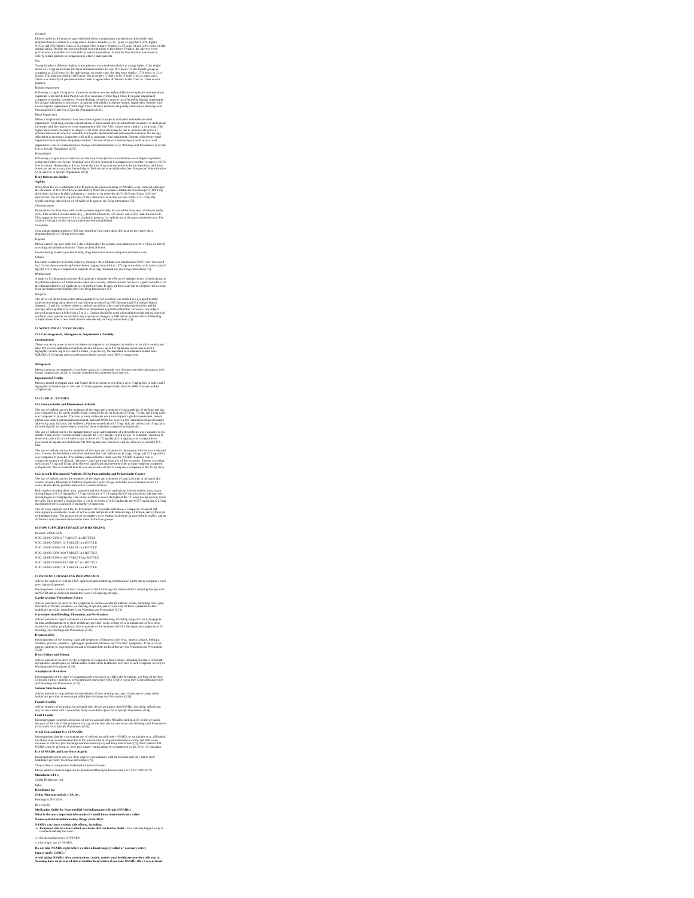*Geriatric*

Elderly males (≥ 65 years of age) exhibited meloxicam plasma concentrations and steady-state pharmacokinetics similar to young males. Elderly females (≥ 65 years of age) had a 47% higher $AUC_{ss}$ and 32% higher $C_{max,ss}$ as compared to younger females (≤ 55 years of age) after body weight normalization. Despite the increased total concentrations in the elderly females, the adverse event profile was comparable for both elderly patient populations. A smaller free fraction was found in elderly female patients in comparison to elderly male patients.

*Sex*

Young females exhibited slightly lower plasma concentrations relative to young males. After single doses of 7.5 mg meloxicam, the mean elimination half-life was 19.5 hours for the female group as compared to 23.4 hours for the male group. At steady state, the data were similar (17.9 hours vs 21.4 hours). This pharmacokinetic difference due to gender is likely to be of little clinical importance. There was linearity of pharmacokinetics and no appreciable difference in the $C_{max}$ or $T_{max}$ across genders.

*Hepatic Impairment*

Following a single 15 mg dose of meloxicam there was no marked difference in plasma concentrations in patients with mild (Child-Pugh Class I) or moderate (Child-Pugh Class II) hepatic impairment compared to healthy volunteers. Protein binding of meloxicam was not affected by hepatic impairment. No dosage adjustment is necessary in patients with mild to moderate hepatic impairment. Patients with severe hepatic impairment (Child-Pugh Class III) have not been adequately studied [see *Warnings and Precautions (5.3)* and *Use in Specific Populations (8.6)*].

*Renal Impairment*

Meloxicam pharmacokinetics have been investigated in subjects with mild and moderate renal impairment. Total drug plasma concentrations of meloxicam decreased and total clearance of meloxicam increased with the degree of renal impairment while free AUC values were similar in all groups. The higher meloxicam clearance in subjects with renal impairment may be due to increased fraction of unbound meloxicam which is available for hepatic metabolism and subsequent excretion. No dosage adjustment is necessary in patients with mild to moderate renal impairment. Patients with severe renal impairment have not been adequately studied. The use of meloxicam in subjects with severe renal impairment is not recommended [see *Dosage and Administration (2.5)*, *Warnings and Precautions (5.6)* and *Use in Specific Populations (8.7)*].

*Hemodialysis*

Following a single dose of meloxicam, the free $C_{max}$ plasma concentrations were higher in patients with renal failure on chronic hemodialysis (1% free fraction) in comparison to healthy volunteers (0.3% free fraction). Hemodialysis did not lower the total drug concentration in plasma; therefore, additional doses are not necessary after hemodialysis. Meloxicam is not dialyzable [see *Dosage and Administration (2.5)*, and *Use in Specific Populations (8.7)*].

**Drug Interaction Studies**

***Aspirin***

When NSAIDs were administered with aspirin, the protein binding of NSAIDs were reduced, although the clearance of free NSAID was not altered. When meloxicam is administered with aspirin (1000 mg three times daily) to healthy volunteers, it tended to increase the AUC (10%) and Cmax (24%) of meloxicam. The clinical significance of this interaction is not known. See Table 3 for clinically significant drug interactions of NSAIDs with aspirin [see *Drug Interactions (7)*].

*Cholestyramine*

Pretreatment for four days with cholestyramine significantly increased the clearance of meloxicam by 50%. This resulted in a decrease in $t_{1/2}$, from 19.2 hours to 12.5 hours, and a 35% reduction in AUC. This suggests the existence of a recirculation pathway for meloxicam in the gastrointestinal tract. The clinical relevance of this interaction has not been established.

*Cimetidine*

Concomitant administration of 200 mg cimetidine four times daily did not alter the single-dose pharmacokinetics of 30 mg meloxicam.

*Digoxin*

Meloxicam 15 mg once daily for 7 days did not alter the plasma concentration profile of digoxin after β-acetyldigoxin administration for 7 days at clinical doses.

In vitro testing found no protein binding drug interaction between digoxin and meloxicam.

*Lithium*

In a study conducted in healthy subjects, mean pre-dose lithium concentration and AUC were increased by 21% in subjects receiving lithium doses ranging from 804 to 1072 mg twice daily with meloxicam 15 mg QD every day as compared to subjects receiving lithium alone [see *Drug Interactions (7)*].

*Methotrexate*

A study in 13 rheumatoid arthritis (RA) patients evaluated the effects of multiple doses of meloxicam on the pharmacokinetics of methotrexate taken once weekly. Meloxicam did not have a significant effect on the pharmacokinetics of single doses of methotrexate. In vitro, methotrexate did not displace meloxicam from its human serum binding sites [see *Drug Interactions (7)*].

*Warfarin*

The effect of meloxicam on the anticoagulant effect of warfarin was studied in a group of healthy subjects receiving daily doses of warfarin that produced an INR (International Normalized Ratio) between 1.2 and 1.8. In these subjects, meloxicam did not alter warfarin pharmacokinetics and the average anticoagulant effect of warfarin as determined by prothrombin time. However, one subject showed an increase in INR from 1.5 to 2.1. Caution should be used when administering meloxicam with warfarin since patients on warfarin may experience changes in INR and an increased risk of bleeding complications when a new medication is introduced [see *Drug Interactions (7)*].

## 13 NONCLINICAL TOXICOLOGY

### 13.1 Carcinogenesis, Mutagenesis, Impairment of Fertility

***Carcinogenesis***

There was no increase in tumor incidence in long-term carcinogenicity studies in rats (104 weeks) and mice (99 weeks) administered meloxicam at oral doses up to 0.8 mg/kg/day in rats and up to 8.0 mg/kg/day in mice (up to 0.5- and 2.6-times, respectively, the maximum recommended human dose [MRHD] of 15 mg/day meloxicam based on body surface area [BSA] comparison).

***Mutagenesis***

Meloxicam was not mutagenic in an Ames assay, or clastogenic in a chromosome aberration assay with human lymphocytes and an in vivo micronucleus test in mouse bone marrow.

***Impairment of Fertility***

Meloxicam did not impair male and female fertility in rats at oral doses up to 9 mg/kg/day in males and 5 mg/kg/day in females (up to 5.8- and 3.2-times greater, respectively, than the MRHD based on BSA comparison).

## 14 CLINICAL STUDIES

### 14.1 Osteoarthritis and Rheumatoid Arthritis

The use of meloxicam for the treatment of the signs and symptoms of osteoarthritis of the knee and hip was evaluated in a 12-week, double-blind, controlled trial. Meloxicam (3.75 mg, 7.5 mg, and 15 mg daily) was compared to placebo. The four primary endpoints were investigator's global assessment, patient global assessment, patient pain assessment, and total WOMAC score (a self-administered questionnaire addressing pain, function, and stiffness). Patients on meloxicam 7.5 mg daily and meloxicam 15 mg daily showed significant improvement in each of these endpoints compared with placebo.

The use of meloxicam for the management of signs and symptoms of osteoarthritis was evaluated in six double-blind, active-controlled trials outside the U.S. ranging from 4 weeks' to 6 months' duration. In these trials, the efficacy of meloxicam, in doses of 7.5 mg/day and 15 mg/day, was comparable to piroxicam 20 mg/day and diclofenac SR 100 mg/day and consistent with the efficacy seen in the U.S. trial.

The use of meloxicam for the treatment of the signs and symptoms of rheumatoid arthritis was evaluated in a 12-week, double-blind, controlled multinational trial. Meloxicam (7.5 mg, 15 mg, and 22.5 mg daily) was compared to placebo. The primary endpoint in this study was the ACR20 response rate, a composite measure of clinical, laboratory, and functional measures of RA response. Patients receiving meloxicam 7.5 mg and 15 mg daily showed significant improvement in the primary endpoint compared with placebo. No incremental benefit was observed with the 22.5 mg dose compared to the 15 mg dose.

### 14.2 Juvenile Rheumatoid Arthritis (JRA) Pauciarticular and Polyarticular Course

The use of meloxicam for the treatment of the signs and symptoms of pauciarticular or polyarticular course Juvenile Rheumatoid Arthritis in patients 2 years of age and older was evaluated in two 12-week, double-blind, parallel-arm, active-controlled trials.

Both studies included three arms: naproxen and two doses of meloxicam. In both studies, meloxicam dosing began at 0.125 mg/kg/day (7.5 mg maximum) or 0.25 mg/kg/day (15 mg maximum), and naproxen dosing began at 10 mg/kg/day. One study used these doses throughout the 12-week dosing period, while the other incorporated a titration after 4 weeks to doses of 0.25 mg/kg/day and 0.375 mg/kg/day (22.5 mg maximum) of meloxicam and 15 mg/kg/day of naproxen.

The efficacy analysis used the ACR Pediatric 30 responder definition, a composite of parent and investigator assessments, counts of active joints and joints with limited range of motion, and erythrocyte sedimentation rate. The proportion of responders were similar in all three groups in both studies, and no difference was observed between the meloxicam dose groups.

## 16 HOW SUPPLIED/STORAGE AND HANDLING

Product: 50090-5339

NDC: 50090-5339-0 7 TABLET in a BOTTLE

NDC: 50090-5339-1 14 TABLET in a BOTTLE

NDC: 50090-5339-2 30 TABLET in a BOTTLE

NDC: 50090-5339-3 60 TABLET in a BOTTLE

NDC: 50090-5339-4 100 TABLET in a BOTTLE

NDC: 50090-5339-6 90 TABLET in a BOTTLE

NDC: 50090-5339-7 10 TABLET in a BOTTLE

## 17 PATIENT COUNSELING INFORMATION

Advise the patient to read the FDA-approved patient labeling (Medication Guide) that accompanies each prescription dispensed.

Inform patients, families or their caregivers of the following information before initiating therapy with an NSAID and periodically during the course of ongoing therapy.

**Cardiovascular Thrombotic Events**

Advise patients to be alert for the symptoms of cardiovascular thrombotic events, including chest pain, shortness of breath, weakness, or slurring of speech, and to report any of these symptoms to their healthcare provider immediately [see *Warnings and Precautions (5.1)*].

**Gastrointestinal Bleeding, Ulceration, and Perforation**

Advise patients to report symptoms of ulcerations and bleeding, including epigastric pain, dyspepsia, melena, and hematemesis to their healthcare provider. In the setting of concomitant use of low-dose aspirin for cardiac prophylaxis, inform patients of the increased risk for the signs and symptoms of GI bleeding [see *Warnings and Precautions (5.2)*].

**Hepatotoxicity**

Inform patients of the warning signs and symptoms of hepatotoxicity (e.g., nausea, fatigue, lethargy, diarrhea, pruritus, jaundice, right upper quadrant tenderness, and "flu-like" symptoms). If these occur, instruct patients to stop meloxicam and seek immediate medical therapy [see *Warnings and Precautions (5.3)*].

**Heart Failure and Edema**

Advise patients to be alert for the symptoms of congestive heart failure including shortness of breath, unexplained weight gain, or edema and to contact their healthcare provider if such symptoms occur [see *Warnings and Precautions (5.5)*].

**Anaphylactic Reactions**

Inform patients of the signs of an anaphylactic reaction (e.g., difficulty breathing, swelling of the face or throat). Instruct patients to seek immediate emergency help if these occur [see *Contraindications (4)* and *Warnings and Precautions (5.7)*].

**Serious Skin Reactions**

Advise patients to stop meloxicam immediately if they develop any type of rash and to contact their healthcare provider as soon as possible [see *Warnings and Precautions (5.9)*].

**Female Fertility**

Advise females of reproductive potential who desire pregnancy that NSAIDs, including meloxicam, may be associated with a reversible delay in ovulation [see *Use in Specific Populations (8.3)*].

**Fetal Toxicity**

Inform pregnant women to avoid use of meloxicam and other NSAIDs starting at 30 weeks gestation because of the risk of the premature closing of the fetal ductus arteriosus [see *Warnings and Precautions (5.10)* and *Use in Specific Populations (8.1)*].

**Avoid Concomitant Use of NSAIDs**

Inform patients that the concomitant use of meloxicam with other NSAIDs or salicylates (e.g., diflunisal, salsalate) is not recommended due to the increased risk of gastrointestinal toxicity, and little or no increase in efficacy [see *Warnings and Precautions (5.2)* and *Drug Interactions (7)*]. Alert patients that NSAIDs may be present in "over the counter" medications for treatment of colds, fever, or insomnia.

**Use of NSAIDs and Low-Dose Aspirin**

Inform patients not to use low-dose aspirin concomitantly with meloxicam until they talk to their healthcare provider [see *Drug Interactions (7)*].

*Kayexalate is a registered trademark of Sanofi-Aventis

Please address medical inquiries to, (MedicalAffairs@zydususa.com) Tel.: 1-877-993-8779.

**Manufactured by:**

Cadila Healthcare Ltd.

India.

**Distributed by:**

**Zydus Pharmaceuticals USA Inc.**

Pennington, NJ 08534

Rev.: 02/18

**Medication Guide for Nonsteroidal Anti-inflammatory Drugs (NSAIDs)**

**What is the most important information I should know about medicines called Nonsteroidal Anti-inflammatory Drugs (NSAIDs)?**

**NSAIDs can cause serious side effects, including:**

- **Increased risk of a heart attack or stroke that can lead to death**. This risk may happen early in treatment and may increase:

o with increasing doses of NSAIDs

o with longer use of NSAIDs

**Do not take NSAIDs right before or after a heart surgery called a "coronary artery bypass graft (CABG)."**

**Avoid taking NSAIDs after a recent heart attack, unless your healthcare provider tells you to. You may have an increased risk of another heart attack if you take NSAIDs after a recent heart**